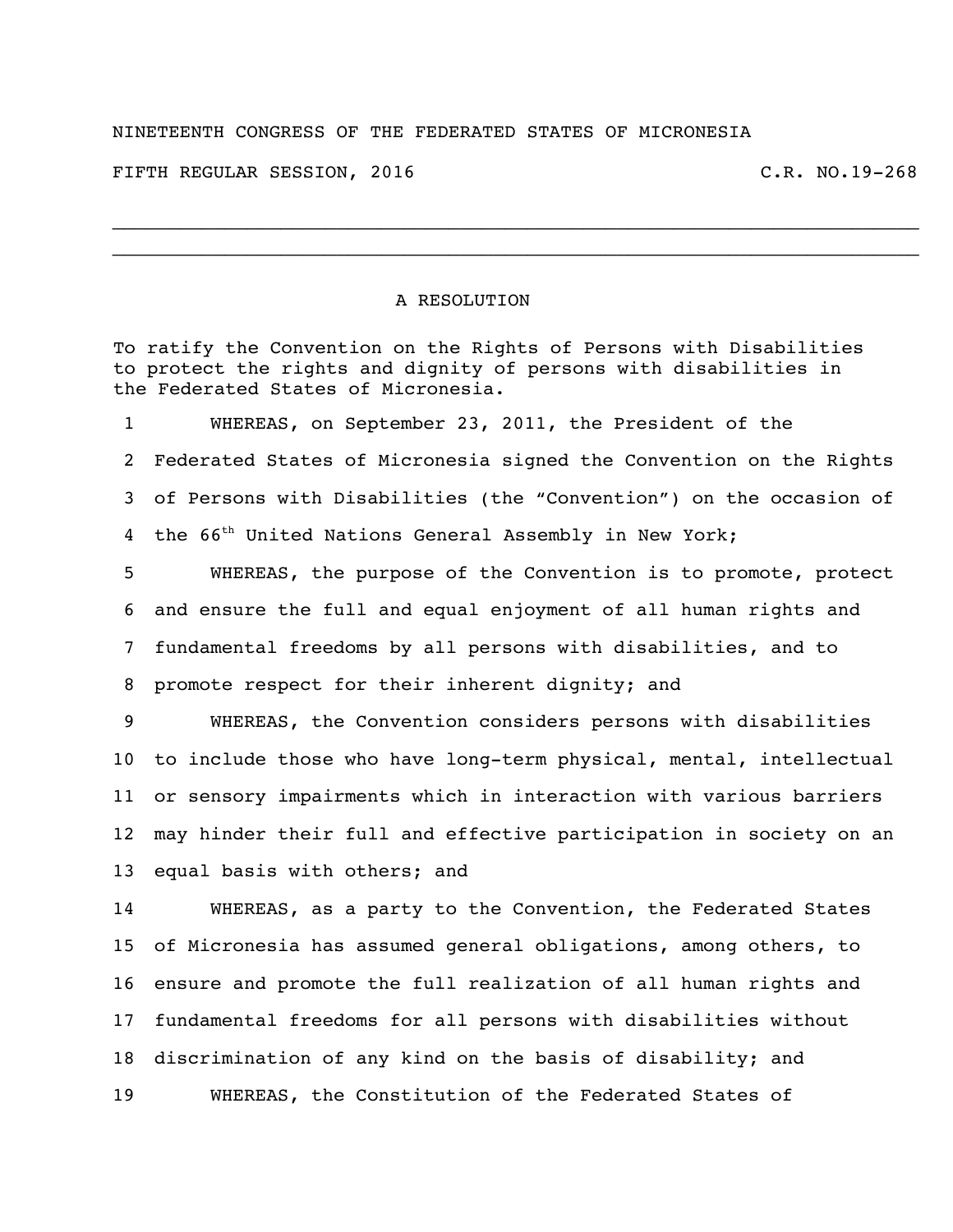NINETEENTH CONGRESS OF THE FEDERATED STATES OF MICRONESIA

FIFTH REGULAR SESSION, 2016 C.R. NO.19-268

---

# A RESOLUTION

To ratify the Convention on the Rights of Persons with Disabilities to protect the rights and dignity of persons with disabilities in the Federated States of Micronesia.

1 WHEREAS, on September 23, 2011, the President of the
2 Federated States of Micronesia signed the Convention on the Rights
3 of Persons with Disabilities (the "Convention") on the occasion of
4 the 66th United Nations General Assembly in New York;
5 WHEREAS, the purpose of the Convention is to promote, protect
6 and ensure the full and equal enjoyment of all human rights and
7 fundamental freedoms by all persons with disabilities, and to
8 promote respect for their inherent dignity; and
9 WHEREAS, the Convention considers persons with disabilities
10 to include those who have long-term physical, mental, intellectual
11 or sensory impairments which in interaction with various barriers
12 may hinder their full and effective participation in society on an
13 equal basis with others; and
14 WHEREAS, as a party to the Convention, the Federated States
15 of Micronesia has assumed general obligations, among others, to
16 ensure and promote the full realization of all human rights and
17 fundamental freedoms for all persons with disabilities without
18 discrimination of any kind on the basis of disability; and
19 WHEREAS, the Constitution of the Federated States of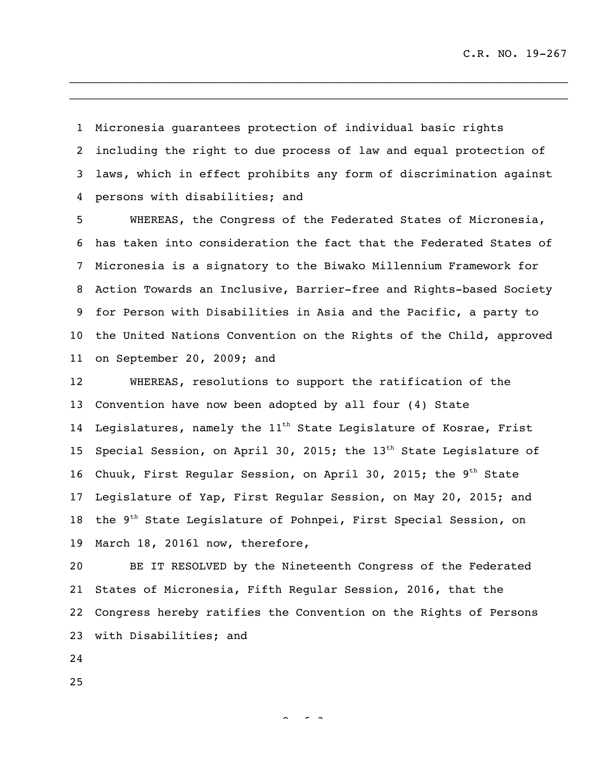Micronesia guarantees protection of individual basic rights including the right to due process of law and equal protection of laws, which in effect prohibits any form of discrimination against persons with disabilities; and

WHEREAS, the Congress of the Federated States of Micronesia, has taken into consideration the fact that the Federated States of Micronesia is a signatory to the Biwako Millennium Framework for Action Towards an Inclusive, Barrier-free and Rights-based Society for Person with Disabilities in Asia and the Pacific, a party to the United Nations Convention on the Rights of the Child, approved on September 20, 2009; and

WHEREAS, resolutions to support the ratification of the Convention have now been adopted by all four (4) State Legislatures, namely the 11th State Legislature of Kosrae, Frist Special Session, on April 30, 2015; the 13th State Legislature of Chuuk, First Regular Session, on April 30, 2015; the 9th State Legislature of Yap, First Regular Session, on May 20, 2015; and the 9th State Legislature of Pohnpei, First Special Session, on March 18, 2016l now, therefore,

BE IT RESOLVED by the Nineteenth Congress of the Federated States of Micronesia, Fifth Regular Session, 2016, that the Congress hereby ratifies the Convention on the Rights of Persons with Disabilities; and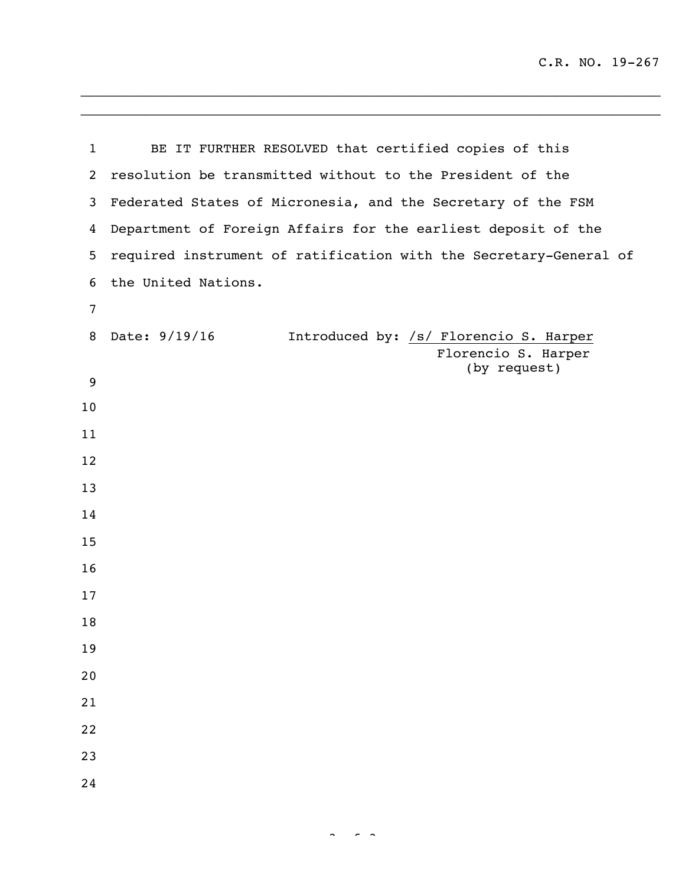BE IT FURTHER RESOLVED that certified copies of this resolution be transmitted without to the President of the Federated States of Micronesia, and the Secretary of the FSM Department of Foreign Affairs for the earliest deposit of the required instrument of ratification with the Secretary-General of the United Nations.

Date: 9/19/16

Introduced by: /s/ Florencio S. Harper
Florencio S. Harper
(by request)